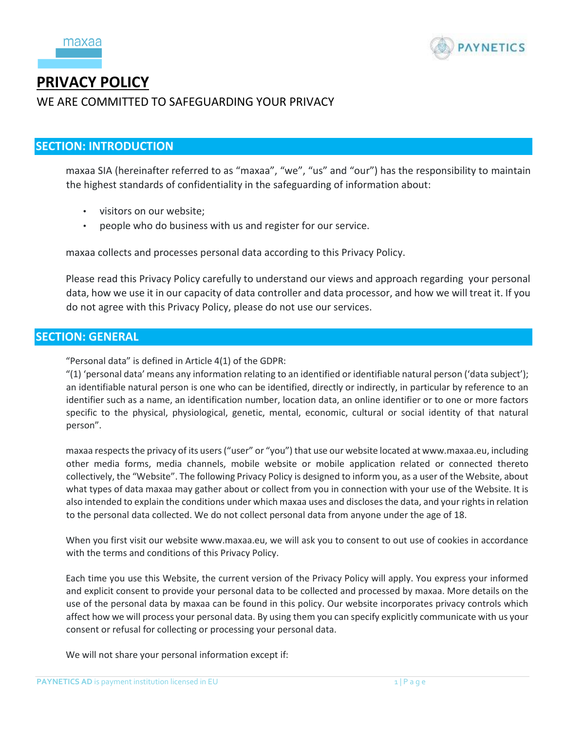# PRIVACY POLICY

WE ARE COMMITTED TO SAFEGUARDING YOUR PRIVACY

## SECTION: INTRODUCTION

maxaa SIA (hereinafter referred to as "maxaa", "we", "us" and "our") has the responsibility to maintain the highest standards of confidentiality in the safeguarding of information about:

- visitors on our website;
- people who do business with us and register for our service.

maxaa collects and processes personal data according to this Privacy Policy.

Please read this Privacy Policy carefully to understand our views and approach regarding your personal data, how we use it in our capacity of data controller and data processor, and how we will treat it. If you do not agree with this Privacy Policy, please do not use our services.

## SECTION: GENERAL

"Personal data" is defined in Article 4(1) of the GDPR:
"(1) 'personal data' means any information relating to an identified or identifiable natural person ('data subject'); an identifiable natural person is one who can be identified, directly or indirectly, in particular by reference to an identifier such as a name, an identification number, location data, an online identifier or to one or more factors specific to the physical, physiological, genetic, mental, economic, cultural or social identity of that natural person".

maxaa respects the privacy of its users ("user" or "you") that use our website located at www.maxaa.eu, including other media forms, media channels, mobile website or mobile application related or connected thereto collectively, the "Website". The following Privacy Policy is designed to inform you, as a user of the Website, about what types of data maxaa may gather about or collect from you in connection with your use of the Website. It is also intended to explain the conditions under which maxaa uses and discloses the data, and your rights in relation to the personal data collected. We do not collect personal data from anyone under the age of 18.

When you first visit our website www.maxaa.eu, we will ask you to consent to out use of cookies in accordance with the terms and conditions of this Privacy Policy.

Each time you use this Website, the current version of the Privacy Policy will apply. You express your informed and explicit consent to provide your personal data to be collected and processed by maxaa. More details on the use of the personal data by maxaa can be found in this policy. Our website incorporates privacy controls which affect how we will process your personal data. By using them you can specify explicitly communicate with us your consent or refusal for collecting or processing your personal data.

We will not share your personal information except if: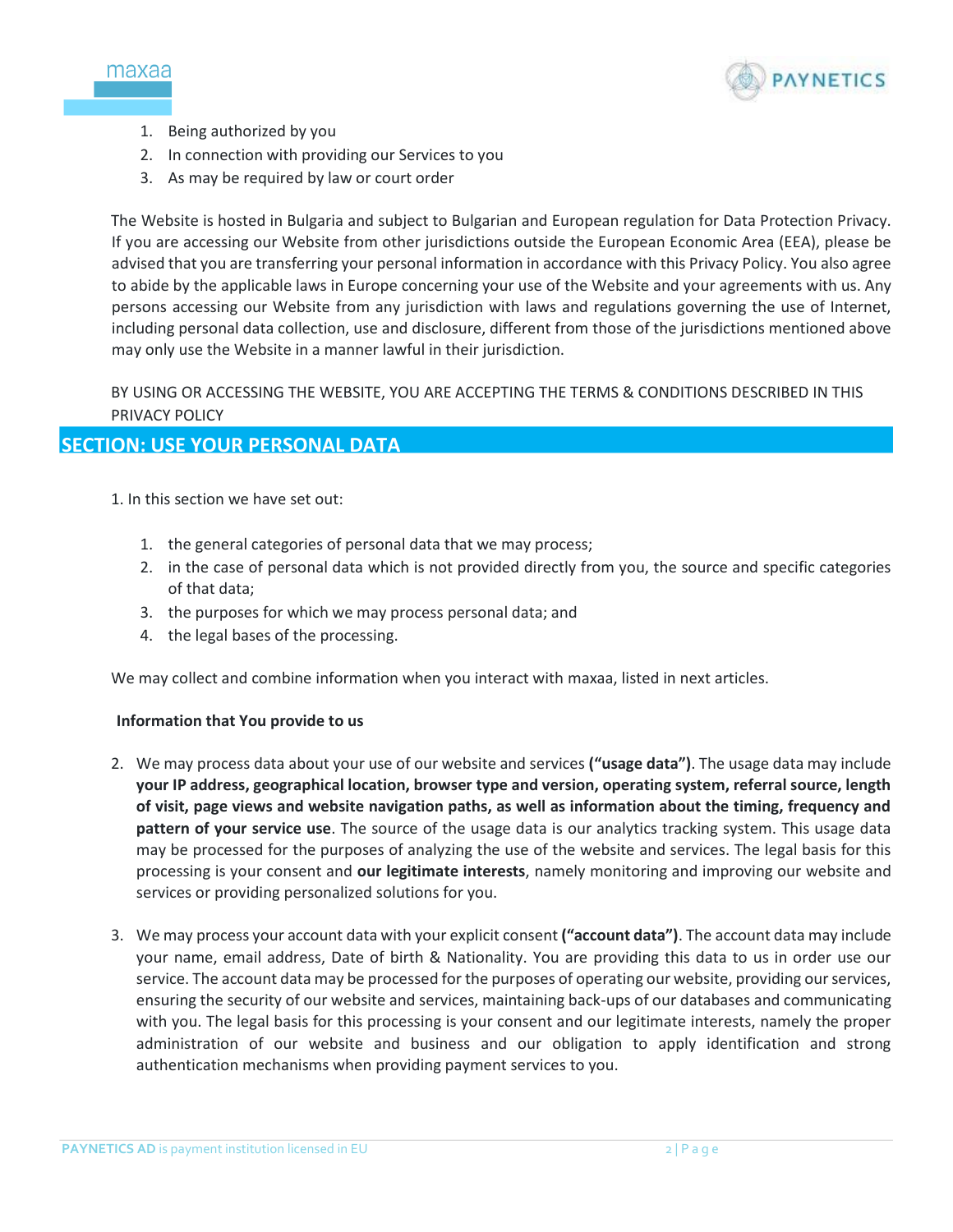1. Being authorized by you
2. In connection with providing our Services to you
3. As may be required by law or court order

The Website is hosted in Bulgaria and subject to Bulgarian and European regulation for Data Protection Privacy. If you are accessing our Website from other jurisdictions outside the European Economic Area (EEA), please be advised that you are transferring your personal information in accordance with this Privacy Policy. You also agree to abide by the applicable laws in Europe concerning your use of the Website and your agreements with us. Any persons accessing our Website from any jurisdiction with laws and regulations governing the use of Internet, including personal data collection, use and disclosure, different from those of the jurisdictions mentioned above may only use the Website in a manner lawful in their jurisdiction.

BY USING OR ACCESSING THE WEBSITE, YOU ARE ACCEPTING THE TERMS & CONDITIONS DESCRIBED IN THIS PRIVACY POLICY

## SECTION: USE YOUR PERSONAL DATA

1. In this section we have set out:

    1. the general categories of personal data that we may process;
    2. in the case of personal data which is not provided directly from you, the source and specific categories of that data;
    3. the purposes for which we may process personal data; and
    4. the legal bases of the processing.

We may collect and combine information when you interact with maxaa, listed in next articles.

**Information that You provide to us**

2. We may process data about your use of our website and services **("usage data")**. The usage data may include **your IP address, geographical location, browser type and version, operating system, referral source, length of visit, page views and website navigation paths, as well as information about the timing, frequency and pattern of your service use**. The source of the usage data is our analytics tracking system. This usage data may be processed for the purposes of analyzing the use of the website and services. The legal basis for this processing is your consent and **our legitimate interests**, namely monitoring and improving our website and services or providing personalized solutions for you.

3. We may process your account data with your explicit consent **("account data")**. The account data may include your name, email address, Date of birth & Nationality. You are providing this data to us in order use our service. The account data may be processed for the purposes of operating our website, providing our services, ensuring the security of our website and services, maintaining back-ups of our databases and communicating with you. The legal basis for this processing is your consent and our legitimate interests, namely the proper administration of our website and business and our obligation to apply identification and strong authentication mechanisms when providing payment services to you.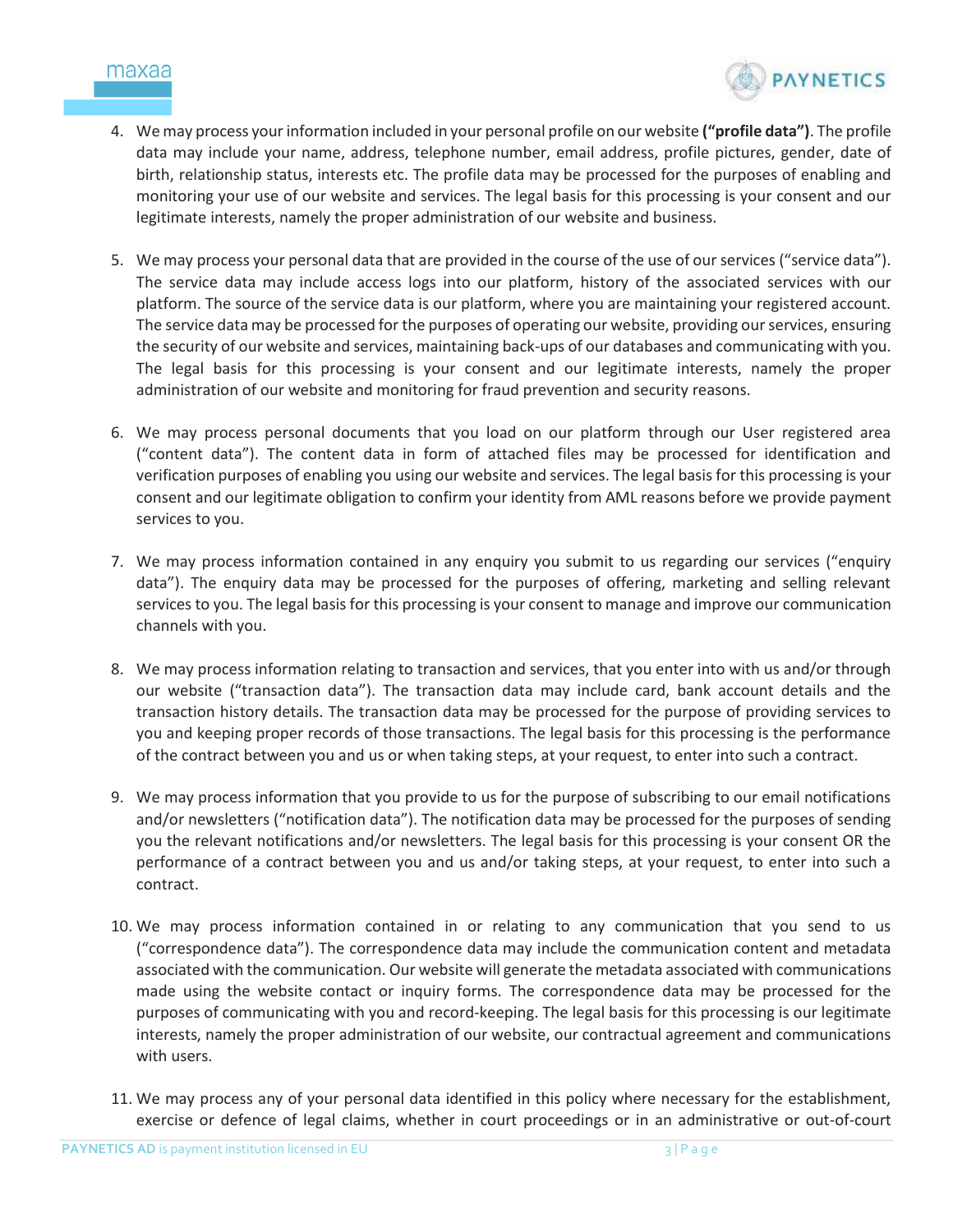4. We may process your information included in your personal profile on our website **("profile data")**. The profile data may include your name, address, telephone number, email address, profile pictures, gender, date of birth, relationship status, interests etc. The profile data may be processed for the purposes of enabling and monitoring your use of our website and services. The legal basis for this processing is your consent and our legitimate interests, namely the proper administration of our website and business.

5. We may process your personal data that are provided in the course of the use of our services ("service data"). The service data may include access logs into our platform, history of the associated services with our platform. The source of the service data is our platform, where you are maintaining your registered account. The service data may be processed for the purposes of operating our website, providing our services, ensuring the security of our website and services, maintaining back-ups of our databases and communicating with you. The legal basis for this processing is your consent and our legitimate interests, namely the proper administration of our website and monitoring for fraud prevention and security reasons.

6. We may process personal documents that you load on our platform through our User registered area ("content data"). The content data in form of attached files may be processed for identification and verification purposes of enabling you using our website and services. The legal basis for this processing is your consent and our legitimate obligation to confirm your identity from AML reasons before we provide payment services to you.

7. We may process information contained in any enquiry you submit to us regarding our services ("enquiry data"). The enquiry data may be processed for the purposes of offering, marketing and selling relevant services to you. The legal basis for this processing is your consent to manage and improve our communication channels with you.

8. We may process information relating to transaction and services, that you enter into with us and/or through our website ("transaction data"). The transaction data may include card, bank account details and the transaction history details. The transaction data may be processed for the purpose of providing services to you and keeping proper records of those transactions. The legal basis for this processing is the performance of the contract between you and us or when taking steps, at your request, to enter into such a contract.

9. We may process information that you provide to us for the purpose of subscribing to our email notifications and/or newsletters ("notification data"). The notification data may be processed for the purposes of sending you the relevant notifications and/or newsletters. The legal basis for this processing is your consent OR the performance of a contract between you and us and/or taking steps, at your request, to enter into such a contract.

10. We may process information contained in or relating to any communication that you send to us ("correspondence data"). The correspondence data may include the communication content and metadata associated with the communication. Our website will generate the metadata associated with communications made using the website contact or inquiry forms. The correspondence data may be processed for the purposes of communicating with you and record-keeping. The legal basis for this processing is our legitimate interests, namely the proper administration of our website, our contractual agreement and communications with users.

11. We may process any of your personal data identified in this policy where necessary for the establishment, exercise or defence of legal claims, whether in court proceedings or in an administrative or out-of-court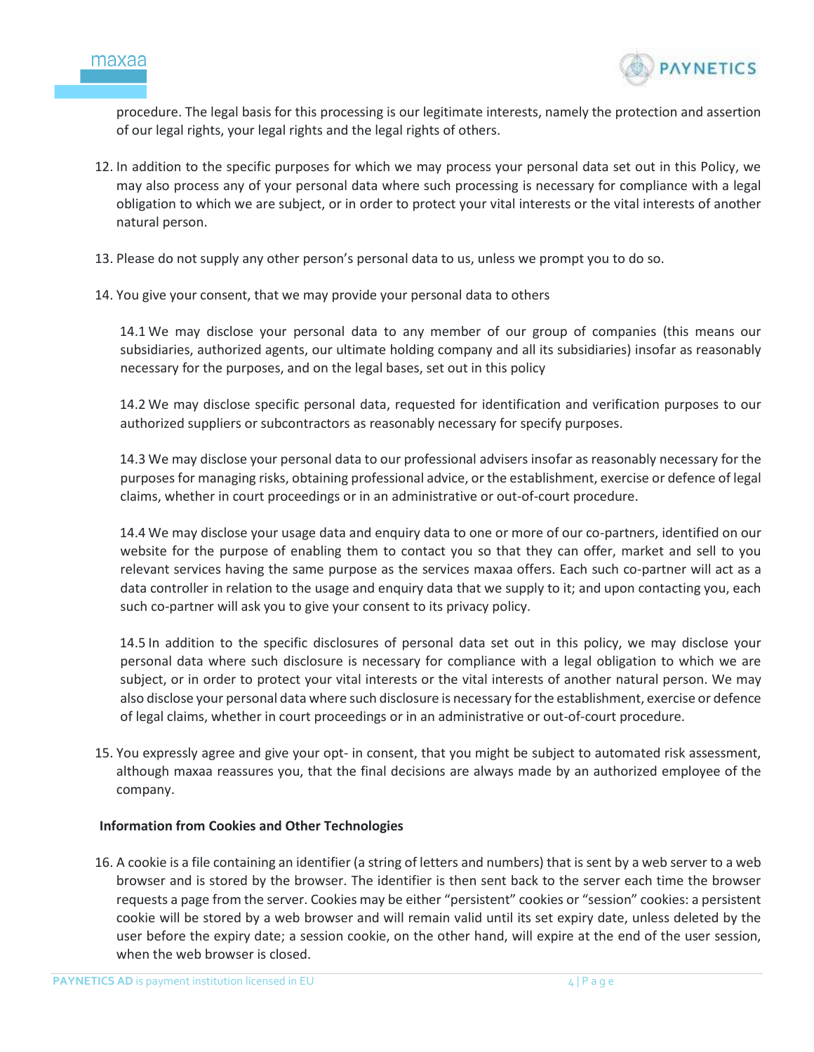procedure. The legal basis for this processing is our legitimate interests, namely the protection and assertion of our legal rights, your legal rights and the legal rights of others.

12. In addition to the specific purposes for which we may process your personal data set out in this Policy, we may also process any of your personal data where such processing is necessary for compliance with a legal obligation to which we are subject, or in order to protect your vital interests or the vital interests of another natural person.

13. Please do not supply any other person's personal data to us, unless we prompt you to do so.

14. You give your consent, that we may provide your personal data to others

    14.1 We may disclose your personal data to any member of our group of companies (this means our subsidiaries, authorized agents, our ultimate holding company and all its subsidiaries) insofar as reasonably necessary for the purposes, and on the legal bases, set out in this policy

    14.2 We may disclose specific personal data, requested for identification and verification purposes to our authorized suppliers or subcontractors as reasonably necessary for specify purposes.

    14.3 We may disclose your personal data to our professional advisers insofar as reasonably necessary for the purposes for managing risks, obtaining professional advice, or the establishment, exercise or defence of legal claims, whether in court proceedings or in an administrative or out-of-court procedure.

    14.4 We may disclose your usage data and enquiry data to one or more of our co-partners, identified on our website for the purpose of enabling them to contact you so that they can offer, market and sell to you relevant services having the same purpose as the services maxaa offers. Each such co-partner will act as a data controller in relation to the usage and enquiry data that we supply to it; and upon contacting you, each such co-partner will ask you to give your consent to its privacy policy.

    14.5 In addition to the specific disclosures of personal data set out in this policy, we may disclose your personal data where such disclosure is necessary for compliance with a legal obligation to which we are subject, or in order to protect your vital interests or the vital interests of another natural person. We may also disclose your personal data where such disclosure is necessary for the establishment, exercise or defence of legal claims, whether in court proceedings or in an administrative or out-of-court procedure.

15. You expressly agree and give your opt- in consent, that you might be subject to automated risk assessment, although maxaa reassures you, that the final decisions are always made by an authorized employee of the company.

**Information from Cookies and Other Technologies**

16. A cookie is a file containing an identifier (a string of letters and numbers) that is sent by a web server to a web browser and is stored by the browser. The identifier is then sent back to the server each time the browser requests a page from the server. Cookies may be either "persistent" cookies or "session" cookies: a persistent cookie will be stored by a web browser and will remain valid until its set expiry date, unless deleted by the user before the expiry date; a session cookie, on the other hand, will expire at the end of the user session, when the web browser is closed.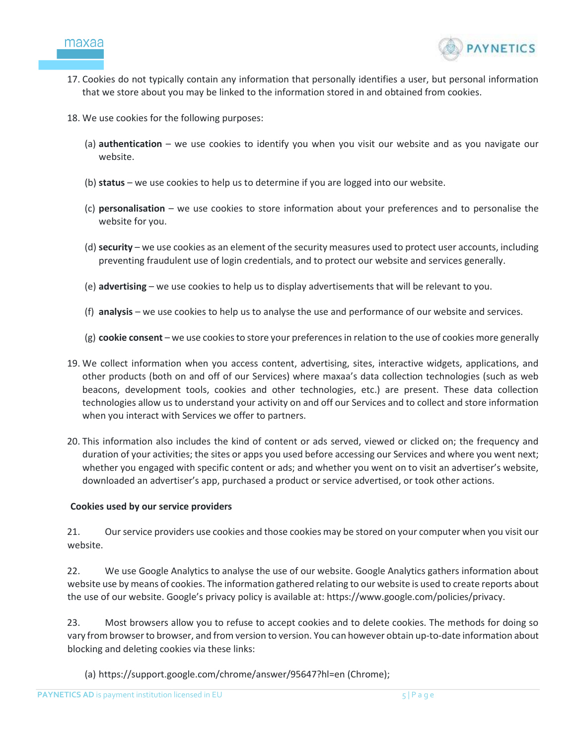17. Cookies do not typically contain any information that personally identifies a user, but personal information that we store about you may be linked to the information stored in and obtained from cookies.

18. We use cookies for the following purposes:

    (a) **authentication** – we use cookies to identify you when you visit our website and as you navigate our website.

    (b) **status** – we use cookies to help us to determine if you are logged into our website.

    (c) **personalisation** – we use cookies to store information about your preferences and to personalise the website for you.

    (d) **security** – we use cookies as an element of the security measures used to protect user accounts, including preventing fraudulent use of login credentials, and to protect our website and services generally.

    (e) **advertising** – we use cookies to help us to display advertisements that will be relevant to you.

    (f) **analysis** – we use cookies to help us to analyse the use and performance of our website and services.

    (g) **cookie consent** – we use cookies to store your preferences in relation to the use of cookies more generally

19. We collect information when you access content, advertising, sites, interactive widgets, applications, and other products (both on and off of our Services) where maxaa's data collection technologies (such as web beacons, development tools, cookies and other technologies, etc.) are present. These data collection technologies allow us to understand your activity on and off our Services and to collect and store information when you interact with Services we offer to partners.

20. This information also includes the kind of content or ads served, viewed or clicked on; the frequency and duration of your activities; the sites or apps you used before accessing our Services and where you went next; whether you engaged with specific content or ads; and whether you went on to visit an advertiser's website, downloaded an advertiser's app, purchased a product or service advertised, or took other actions.

**Cookies used by our service providers**

21. Our service providers use cookies and those cookies may be stored on your computer when you visit our website.

22. We use Google Analytics to analyse the use of our website. Google Analytics gathers information about website use by means of cookies. The information gathered relating to our website is used to create reports about the use of our website. Google's privacy policy is available at: https://www.google.com/policies/privacy.

23. Most browsers allow you to refuse to accept cookies and to delete cookies. The methods for doing so vary from browser to browser, and from version to version. You can however obtain up-to-date information about blocking and deleting cookies via these links:

    (a) https://support.google.com/chrome/answer/95647?hl=en (Chrome);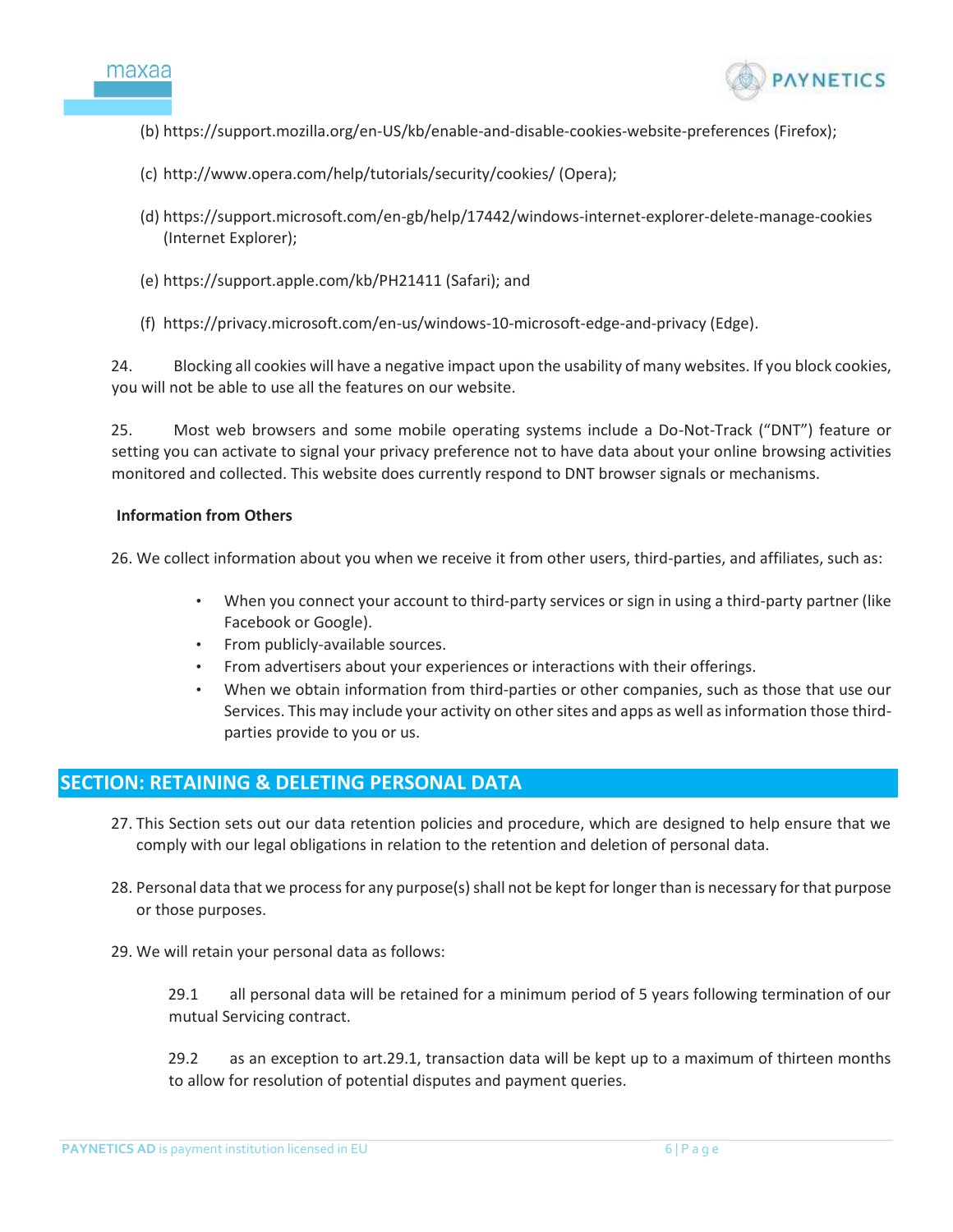(b) https://support.mozilla.org/en-US/kb/enable-and-disable-cookies-website-preferences (Firefox);

(c) http://www.opera.com/help/tutorials/security/cookies/ (Opera);

(d) https://support.microsoft.com/en-gb/help/17442/windows-internet-explorer-delete-manage-cookies (Internet Explorer);

(e) https://support.apple.com/kb/PH21411 (Safari); and

(f) https://privacy.microsoft.com/en-us/windows-10-microsoft-edge-and-privacy (Edge).

24. Blocking all cookies will have a negative impact upon the usability of many websites. If you block cookies, you will not be able to use all the features on our website.

25. Most web browsers and some mobile operating systems include a Do-Not-Track ("DNT") feature or setting you can activate to signal your privacy preference not to have data about your online browsing activities monitored and collected. This website does currently respond to DNT browser signals or mechanisms.

**Information from Others**

26. We collect information about you when we receive it from other users, third-parties, and affiliates, such as:

- When you connect your account to third-party services or sign in using a third-party partner (like Facebook or Google).
- From publicly-available sources.
- From advertisers about your experiences or interactions with their offerings.
- When we obtain information from third-parties or other companies, such as those that use our Services. This may include your activity on other sites and apps as well as information those third-parties provide to you or us.

## SECTION: RETAINING & DELETING PERSONAL DATA

27. This Section sets out our data retention policies and procedure, which are designed to help ensure that we comply with our legal obligations in relation to the retention and deletion of personal data.

28. Personal data that we process for any purpose(s) shall not be kept for longer than is necessary for that purpose or those purposes.

29. We will retain your personal data as follows:

29.1 all personal data will be retained for a minimum period of 5 years following termination of our mutual Servicing contract.

29.2 as an exception to art.29.1, transaction data will be kept up to a maximum of thirteen months to allow for resolution of potential disputes and payment queries.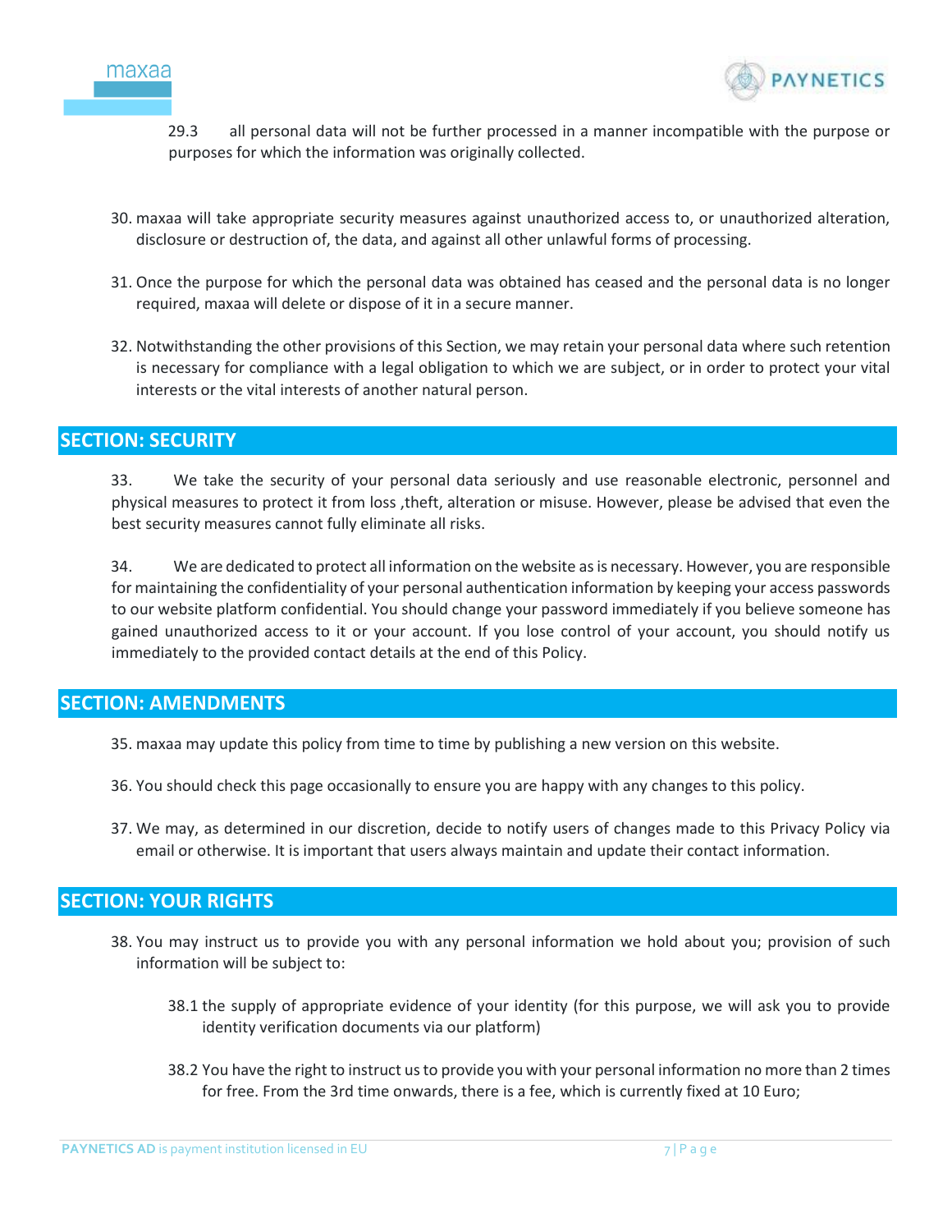29.3 all personal data will not be further processed in a manner incompatible with the purpose or purposes for which the information was originally collected.

30. maxaa will take appropriate security measures against unauthorized access to, or unauthorized alteration, disclosure or destruction of, the data, and against all other unlawful forms of processing.

31. Once the purpose for which the personal data was obtained has ceased and the personal data is no longer required, maxaa will delete or dispose of it in a secure manner.

32. Notwithstanding the other provisions of this Section, we may retain your personal data where such retention is necessary for compliance with a legal obligation to which we are subject, or in order to protect your vital interests or the vital interests of another natural person.

## SECTION: SECURITY

33. We take the security of your personal data seriously and use reasonable electronic, personnel and physical measures to protect it from loss ,theft, alteration or misuse. However, please be advised that even the best security measures cannot fully eliminate all risks.

34. We are dedicated to protect all information on the website as is necessary. However, you are responsible for maintaining the confidentiality of your personal authentication information by keeping your access passwords to our website platform confidential. You should change your password immediately if you believe someone has gained unauthorized access to it or your account. If you lose control of your account, you should notify us immediately to the provided contact details at the end of this Policy.

## SECTION: AMENDMENTS

35. maxaa may update this policy from time to time by publishing a new version on this website.

36. You should check this page occasionally to ensure you are happy with any changes to this policy.

37. We may, as determined in our discretion, decide to notify users of changes made to this Privacy Policy via email or otherwise. It is important that users always maintain and update their contact information.

## SECTION: YOUR RIGHTS

38. You may instruct us to provide you with any personal information we hold about you; provision of such information will be subject to:

    38.1 the supply of appropriate evidence of your identity (for this purpose, we will ask you to provide identity verification documents via our platform)

    38.2 You have the right to instruct us to provide you with your personal information no more than 2 times for free. From the 3rd time onwards, there is a fee, which is currently fixed at 10 Euro;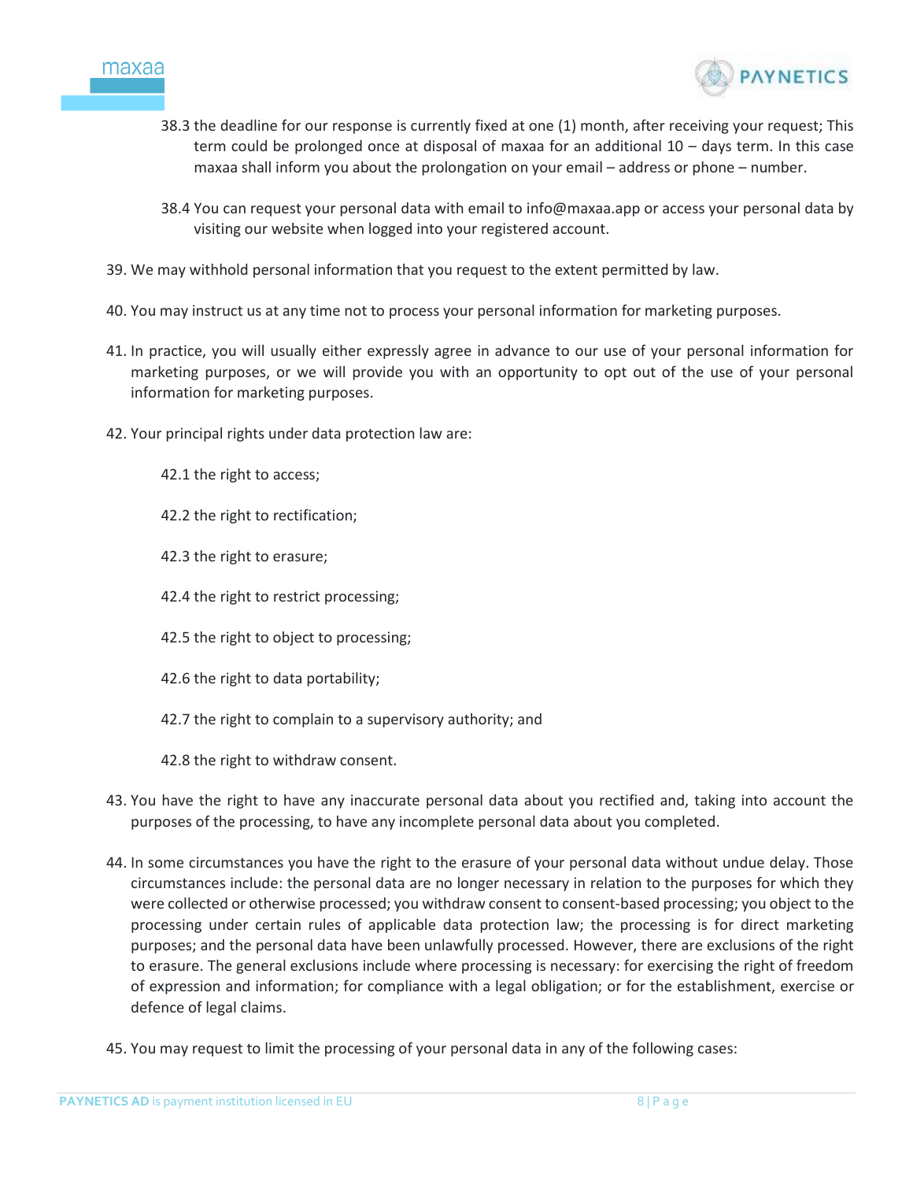38.3 the deadline for our response is currently fixed at one (1) month, after receiving your request; This term could be prolonged once at disposal of maxaa for an additional 10 – days term. In this case maxaa shall inform you about the prolongation on your email – address or phone – number.

38.4 You can request your personal data with email to info@maxaa.app or access your personal data by visiting our website when logged into your registered account.

39. We may withhold personal information that you request to the extent permitted by law.

40. You may instruct us at any time not to process your personal information for marketing purposes.

41. In practice, you will usually either expressly agree in advance to our use of your personal information for marketing purposes, or we will provide you with an opportunity to opt out of the use of your personal information for marketing purposes.

42. Your principal rights under data protection law are:

42.1 the right to access;

42.2 the right to rectification;

42.3 the right to erasure;

42.4 the right to restrict processing;

42.5 the right to object to processing;

42.6 the right to data portability;

42.7 the right to complain to a supervisory authority; and

42.8 the right to withdraw consent.

43. You have the right to have any inaccurate personal data about you rectified and, taking into account the purposes of the processing, to have any incomplete personal data about you completed.

44. In some circumstances you have the right to the erasure of your personal data without undue delay. Those circumstances include: the personal data are no longer necessary in relation to the purposes for which they were collected or otherwise processed; you withdraw consent to consent-based processing; you object to the processing under certain rules of applicable data protection law; the processing is for direct marketing purposes; and the personal data have been unlawfully processed. However, there are exclusions of the right to erasure. The general exclusions include where processing is necessary: for exercising the right of freedom of expression and information; for compliance with a legal obligation; or for the establishment, exercise or defence of legal claims.

45. You may request to limit the processing of your personal data in any of the following cases: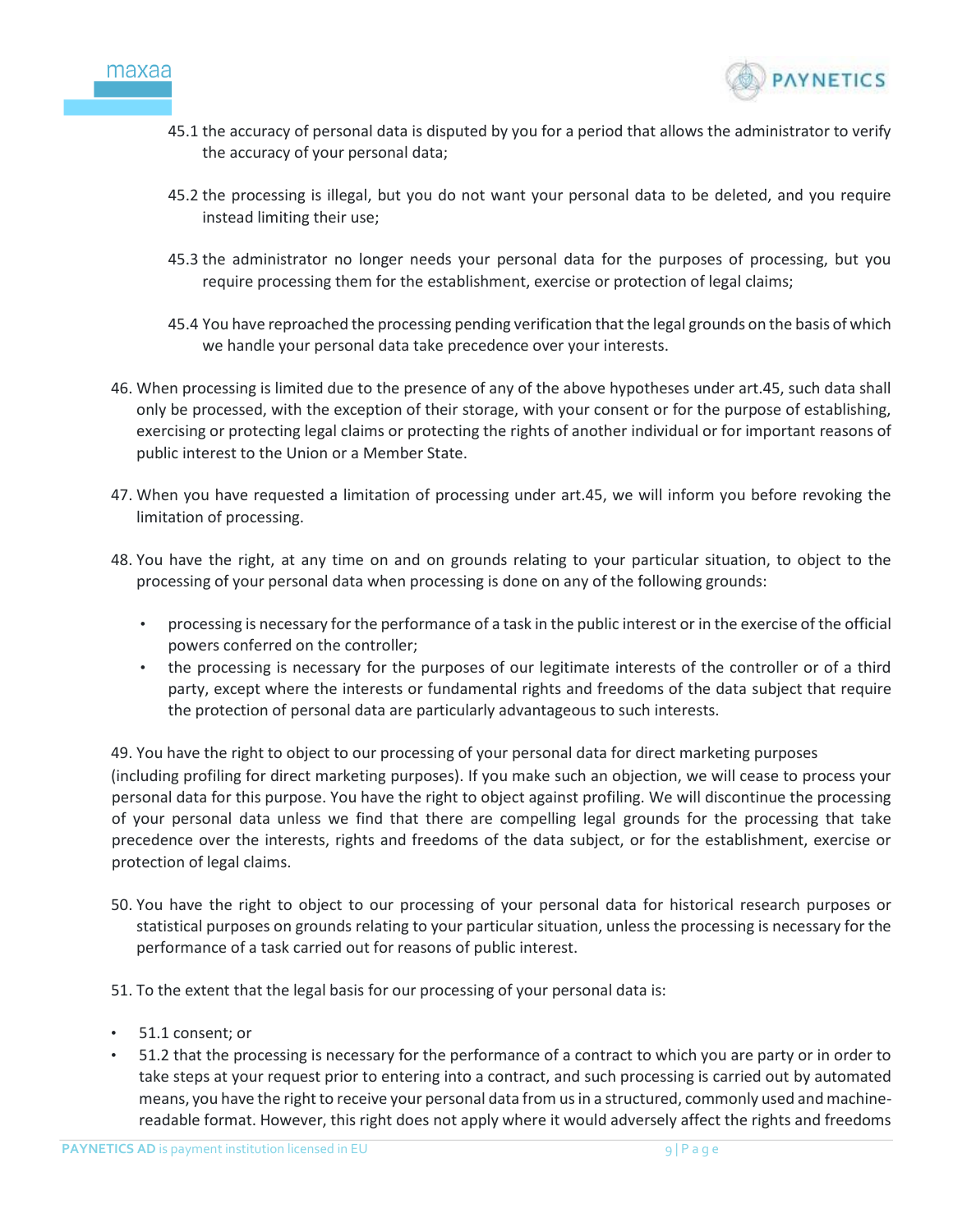45.1 the accuracy of personal data is disputed by you for a period that allows the administrator to verify the accuracy of your personal data;

45.2 the processing is illegal, but you do not want your personal data to be deleted, and you require instead limiting their use;

45.3 the administrator no longer needs your personal data for the purposes of processing, but you require processing them for the establishment, exercise or protection of legal claims;

45.4 You have reproached the processing pending verification that the legal grounds on the basis of which we handle your personal data take precedence over your interests.

46. When processing is limited due to the presence of any of the above hypotheses under art.45, such data shall only be processed, with the exception of their storage, with your consent or for the purpose of establishing, exercising or protecting legal claims or protecting the rights of another individual or for important reasons of public interest to the Union or a Member State.

47. When you have requested a limitation of processing under art.45, we will inform you before revoking the limitation of processing.

48. You have the right, at any time on and on grounds relating to your particular situation, to object to the processing of your personal data when processing is done on any of the following grounds:

- processing is necessary for the performance of a task in the public interest or in the exercise of the official powers conferred on the controller;
- the processing is necessary for the purposes of our legitimate interests of the controller or of a third party, except where the interests or fundamental rights and freedoms of the data subject that require the protection of personal data are particularly advantageous to such interests.

49. You have the right to object to our processing of your personal data for direct marketing purposes (including profiling for direct marketing purposes). If you make such an objection, we will cease to process your personal data for this purpose. You have the right to object against profiling. We will discontinue the processing of your personal data unless we find that there are compelling legal grounds for the processing that take precedence over the interests, rights and freedoms of the data subject, or for the establishment, exercise or protection of legal claims.

50. You have the right to object to our processing of your personal data for historical research purposes or statistical purposes on grounds relating to your particular situation, unless the processing is necessary for the performance of a task carried out for reasons of public interest.

51. To the extent that the legal basis for our processing of your personal data is:

- 51.1 consent; or
- 51.2 that the processing is necessary for the performance of a contract to which you are party or in order to take steps at your request prior to entering into a contract, and such processing is carried out by automated means, you have the right to receive your personal data from us in a structured, commonly used and machine-readable format. However, this right does not apply where it would adversely affect the rights and freedoms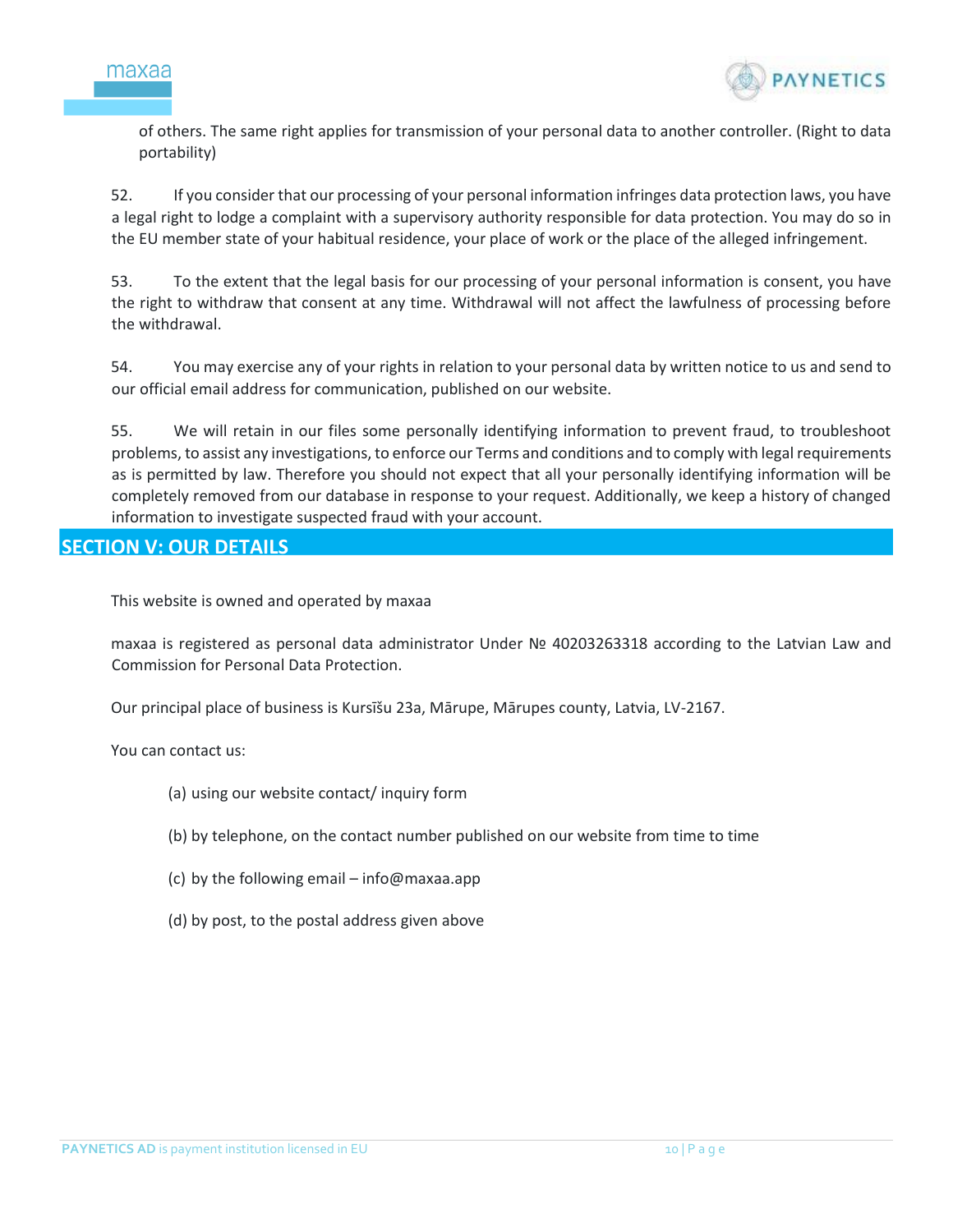of others. The same right applies for transmission of your personal data to another controller. (Right to data portability)

52. If you consider that our processing of your personal information infringes data protection laws, you have a legal right to lodge a complaint with a supervisory authority responsible for data protection. You may do so in the EU member state of your habitual residence, your place of work or the place of the alleged infringement.

53. To the extent that the legal basis for our processing of your personal information is consent, you have the right to withdraw that consent at any time. Withdrawal will not affect the lawfulness of processing before the withdrawal.

54. You may exercise any of your rights in relation to your personal data by written notice to us and send to our official email address for communication, published on our website.

55. We will retain in our files some personally identifying information to prevent fraud, to troubleshoot problems, to assist any investigations, to enforce our Terms and conditions and to comply with legal requirements as is permitted by law. Therefore you should not expect that all your personally identifying information will be completely removed from our database in response to your request. Additionally, we keep a history of changed information to investigate suspected fraud with your account.

## SECTION V: OUR DETAILS

This website is owned and operated by maxaa

maxaa is registered as personal data administrator Under № 40203263318 according to the Latvian Law and Commission for Personal Data Protection.

Our principal place of business is Kursīšu 23a, Mārupe, Mārupes county, Latvia, LV-2167.

You can contact us:

(a) using our website contact/ inquiry form

(b) by telephone, on the contact number published on our website from time to time

(c) by the following email – info@maxaa.app

(d) by post, to the postal address given above